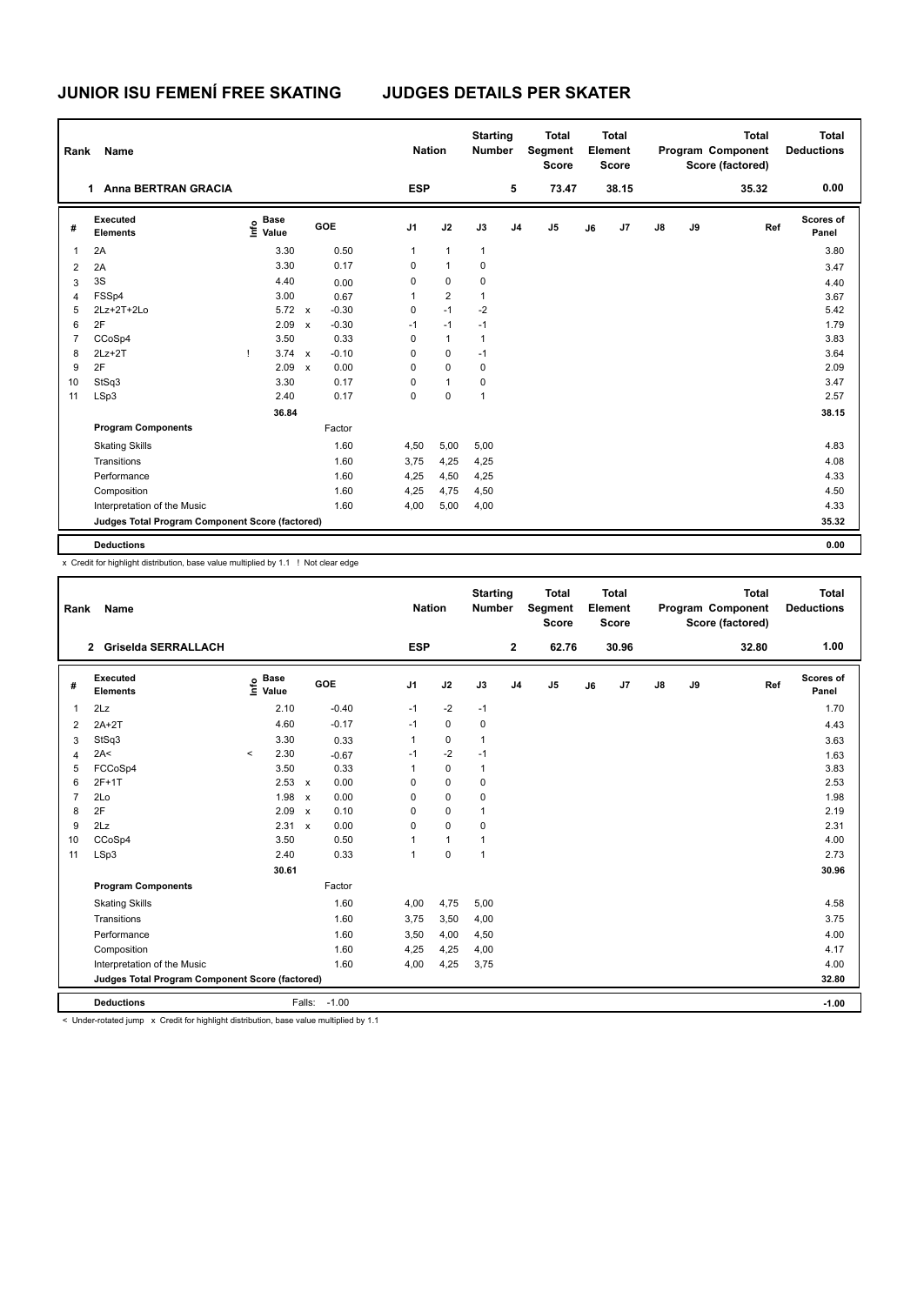# JUNIOR ISU FEMENÍ FREE SKATING JUDGES DETAILS PER SKATER

| Rank | Name | Nation | Starting Number | Total Segment Score | Total Element Score | Total Program Component Score (factored) | Total Deductions |
|---|---|---|---|---|---|---|---|
| 1 | Anna BERTRAN GRACIA | ESP | 5 | 73.47 | 38.15 | 35.32 | 0.00 |

| # | Executed Elements | Info | Base Value | | GOE | J1 | J2 | J3 | J4 | J5 | J6 | J7 | J8 | J9 | Ref | Scores of Panel |
|---|---|---|---|---|---|---|---|---|---|---|---|---|---|---|---|---|
| 1 | 2A | | 3.30 | | 0.50 | 1 | 1 | 1 | | | | | | | | 3.80 |
| 2 | 2A | | 3.30 | | 0.17 | 0 | 1 | 0 | | | | | | | | 3.47 |
| 3 | 3S | | 4.40 | | 0.00 | 0 | 0 | 0 | | | | | | | | 4.40 |
| 4 | FSSp4 | | 3.00 | | 0.67 | 1 | 2 | 1 | | | | | | | | 3.67 |
| 5 | 2Lz+2T+2Lo | | 5.72 | x | -0.30 | 0 | -1 | -2 | | | | | | | | 5.42 |
| 6 | 2F | | 2.09 | x | -0.30 | -1 | -1 | -1 | | | | | | | | 1.79 |
| 7 | CCoSp4 | | 3.50 | | 0.33 | 0 | 1 | 1 | | | | | | | | 3.83 |
| 8 | 2Lz+2T | ! | 3.74 | x | -0.10 | 0 | 0 | -1 | | | | | | | | 3.64 |
| 9 | 2F | | 2.09 | x | 0.00 | 0 | 0 | 0 | | | | | | | | 2.09 |
| 10 | StSq3 | | 3.30 | | 0.17 | 0 | 1 | 0 | | | | | | | | 3.47 |
| 11 | LSp3 | | 2.40 | | 0.17 | 0 | 0 | 1 | | | | | | | | 2.57 |
| | | | 36.84 | | | | | | | | | | | | | 38.15 |
| | **Program Components** | | | | Factor | | | | | | | | | | | |
| | Skating Skills | | | | 1.60 | 4,50 | 5,00 | 5,00 | | | | | | | | 4.83 |
| | Transitions | | | | 1.60 | 3,75 | 4,25 | 4,25 | | | | | | | | 4.08 |
| | Performance | | | | 1.60 | 4,25 | 4,50 | 4,25 | | | | | | | | 4.33 |
| | Composition | | | | 1.60 | 4,25 | 4,75 | 4,50 | | | | | | | | 4.50 |
| | Interpretation of the Music | | | | 1.60 | 4,00 | 5,00 | 4,00 | | | | | | | | 4.33 |
| | **Judges Total Program Component Score (factored)** | | | | | | | | | | | | | | | 35.32 |
| | **Deductions** | | | | | | | | | | | | | | | 0.00 |

x Credit for highlight distribution, base value multiplied by 1.1 ! Not clear edge

| Rank | Name | Nation | Starting Number | Total Segment Score | Total Element Score | Total Program Component Score (factored) | Total Deductions |
|---|---|---|---|---|---|---|---|
| 2 | Griselda SERRALLACH | ESP | 2 | 62.76 | 30.96 | 32.80 | 1.00 |

| # | Executed Elements | Info | Base Value | | GOE | J1 | J2 | J3 | J4 | J5 | J6 | J7 | J8 | J9 | Ref | Scores of Panel |
|---|---|---|---|---|---|---|---|---|---|---|---|---|---|---|---|---|
| 1 | 2Lz | | 2.10 | | -0.40 | -1 | -2 | -1 | | | | | | | | 1.70 |
| 2 | 2A+2T | | 4.60 | | -0.17 | -1 | 0 | 0 | | | | | | | | 4.43 |
| 3 | StSq3 | | 3.30 | | 0.33 | 1 | 0 | 1 | | | | | | | | 3.63 |
| 4 | 2A< | < | 2.30 | | -0.67 | -1 | -2 | -1 | | | | | | | | 1.63 |
| 5 | FCCoSp4 | | 3.50 | | 0.33 | 1 | 0 | 1 | | | | | | | | 3.83 |
| 6 | 2F+1T | | 2.53 | x | 0.00 | 0 | 0 | 0 | | | | | | | | 2.53 |
| 7 | 2Lo | | 1.98 | x | 0.00 | 0 | 0 | 0 | | | | | | | | 1.98 |
| 8 | 2F | | 2.09 | x | 0.10 | 0 | 0 | 1 | | | | | | | | 2.19 |
| 9 | 2Lz | | 2.31 | x | 0.00 | 0 | 0 | 0 | | | | | | | | 2.31 |
| 10 | CCoSp4 | | 3.50 | | 0.50 | 1 | 1 | 1 | | | | | | | | 4.00 |
| 11 | LSp3 | | 2.40 | | 0.33 | 1 | 0 | 1 | | | | | | | | 2.73 |
| | | | 30.61 | | | | | | | | | | | | | 30.96 |
| | **Program Components** | | | | Factor | | | | | | | | | | | |
| | Skating Skills | | | | 1.60 | 4,00 | 4,75 | 5,00 | | | | | | | | 4.58 |
| | Transitions | | | | 1.60 | 3,75 | 3,50 | 4,00 | | | | | | | | 3.75 |
| | Performance | | | | 1.60 | 3,50 | 4,00 | 4,50 | | | | | | | | 4.00 |
| | Composition | | | | 1.60 | 4,25 | 4,25 | 4,00 | | | | | | | | 4.17 |
| | Interpretation of the Music | | | | 1.60 | 4,00 | 4,25 | 3,75 | | | | | | | | 4.00 |
| | **Judges Total Program Component Score (factored)** | | | | | | | | | | | | | | | 32.80 |
| | **Deductions** | | | Falls: | -1.00 | | | | | | | | | | | -1.00 |

< Under-rotated jump x Credit for highlight distribution, base value multiplied by 1.1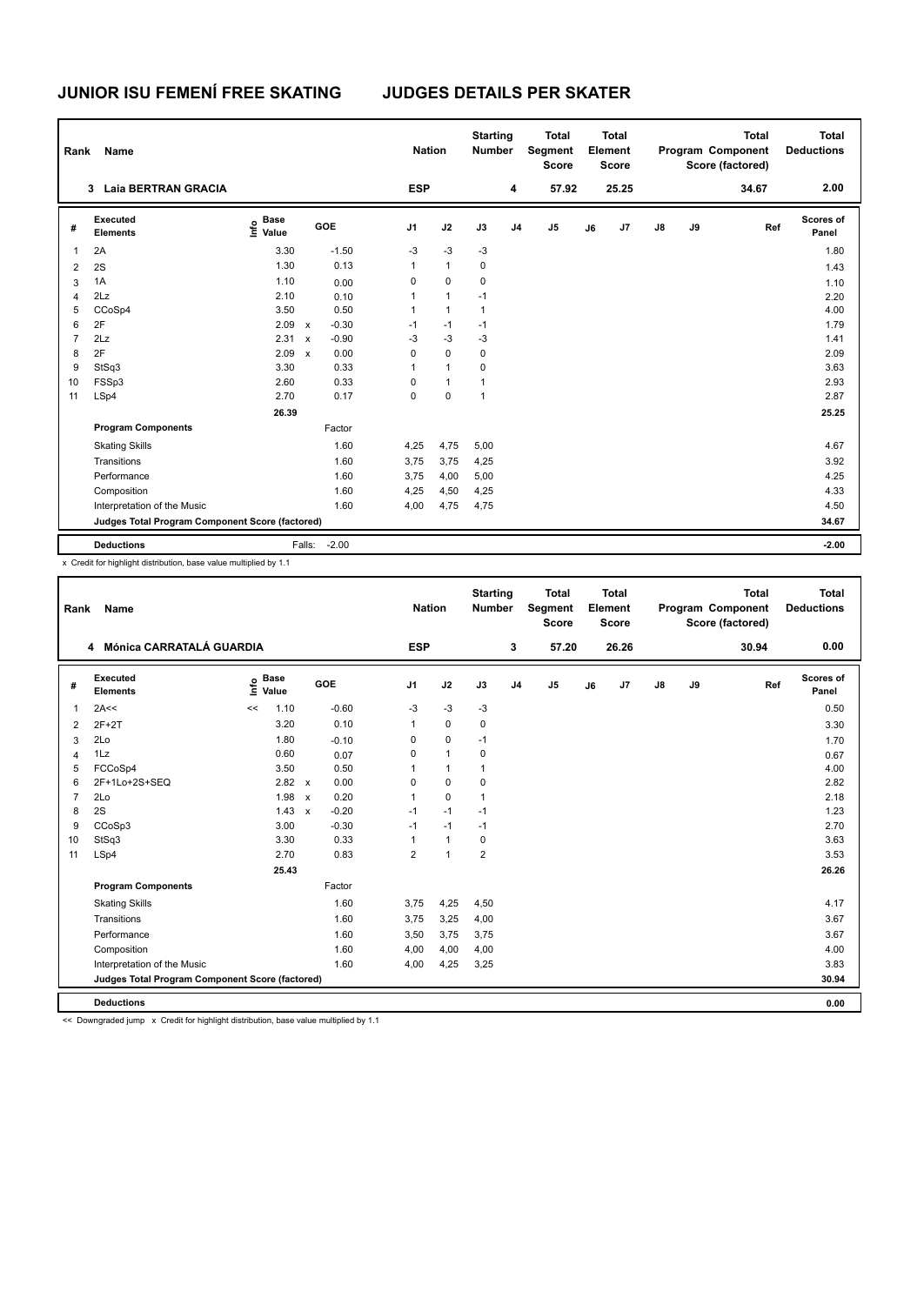# JUNIOR ISU FEMENÍ FREE SKATING JUDGES DETAILS PER SKATER

| Rank | Name | Nation | Starting Number | Total Segment Score | Total Element Score | Total Program Component Score (factored) | Total Deductions |
|---|---|---|---|---|---|---|---|
| 3 | Laia BERTRAN GRACIA | ESP | 4 | 57.92 | 25.25 | 34.67 | 2.00 |

| # | Executed Elements | Info | Base Value | | GOE | J1 | J2 | J3 | J4 | J5 | J6 | J7 | J8 | J9 | Ref | Scores of Panel |
|---|---|---|---|---|---|---|---|---|---|---|---|---|---|---|---|---|
| 1 | 2A | | 3.30 | | -1.50 | -3 | -3 | -3 | | | | | | | | 1.80 |
| 2 | 2S | | 1.30 | | 0.13 | 1 | 1 | 0 | | | | | | | | 1.43 |
| 3 | 1A | | 1.10 | | 0.00 | 0 | 0 | 0 | | | | | | | | 1.10 |
| 4 | 2Lz | | 2.10 | | 0.10 | 1 | 1 | -1 | | | | | | | | 2.20 |
| 5 | CCoSp4 | | 3.50 | | 0.50 | 1 | 1 | 1 | | | | | | | | 4.00 |
| 6 | 2F | | 2.09 | x | -0.30 | -1 | -1 | -1 | | | | | | | | 1.79 |
| 7 | 2Lz | | 2.31 | x | -0.90 | -3 | -3 | -3 | | | | | | | | 1.41 |
| 8 | 2F | | 2.09 | x | 0.00 | 0 | 0 | 0 | | | | | | | | 2.09 |
| 9 | StSq3 | | 3.30 | | 0.33 | 1 | 1 | 0 | | | | | | | | 3.63 |
| 10 | FSSp3 | | 2.60 | | 0.33 | 0 | 1 | 1 | | | | | | | | 2.93 |
| 11 | LSp4 | | 2.70 | | 0.17 | 0 | 0 | 1 | | | | | | | | 2.87 |
| | | | 26.39 | | | | | | | | | | | | | 25.25 |
| | **Program Components** | | | | Factor | | | | | | | | | | | |
| | Skating Skills | | | | 1.60 | 4,25 | 4,75 | 5,00 | | | | | | | | 4.67 |
| | Transitions | | | | 1.60 | 3,75 | 3,75 | 4,25 | | | | | | | | 3.92 |
| | Performance | | | | 1.60 | 3,75 | 4,00 | 5,00 | | | | | | | | 4.25 |
| | Composition | | | | 1.60 | 4,25 | 4,50 | 4,25 | | | | | | | | 4.33 |
| | Interpretation of the Music | | | | 1.60 | 4,00 | 4,75 | 4,75 | | | | | | | | 4.50 |
| | **Judges Total Program Component Score (factored)** | | | | | | | | | | | | | | | 34.67 |
| | **Deductions** | | | Falls: | -2.00 | | | | | | | | | | | -2.00 |

x Credit for highlight distribution, base value multiplied by 1.1

| Rank | Name | Nation | Starting Number | Total Segment Score | Total Element Score | Total Program Component Score (factored) | Total Deductions |
|---|---|---|---|---|---|---|---|
| 4 | Mónica CARRATALÁ GUARDIA | ESP | 3 | 57.20 | 26.26 | 30.94 | 0.00 |

| # | Executed Elements | Info | Base Value | | GOE | J1 | J2 | J3 | J4 | J5 | J6 | J7 | J8 | J9 | Ref | Scores of Panel |
|---|---|---|---|---|---|---|---|---|---|---|---|---|---|---|---|---|
| 1 | 2A<< | << | 1.10 | | -0.60 | -3 | -3 | -3 | | | | | | | | 0.50 |
| 2 | 2F+2T | | 3.20 | | 0.10 | 1 | 0 | 0 | | | | | | | | 3.30 |
| 3 | 2Lo | | 1.80 | | -0.10 | 0 | 0 | -1 | | | | | | | | 1.70 |
| 4 | 1Lz | | 0.60 | | 0.07 | 0 | 1 | 0 | | | | | | | | 0.67 |
| 5 | FCCoSp4 | | 3.50 | | 0.50 | 1 | 1 | 1 | | | | | | | | 4.00 |
| 6 | 2F+1Lo+2S+SEQ | | 2.82 | x | 0.00 | 0 | 0 | 0 | | | | | | | | 2.82 |
| 7 | 2Lo | | 1.98 | x | 0.20 | 1 | 0 | 1 | | | | | | | | 2.18 |
| 8 | 2S | | 1.43 | x | -0.20 | -1 | -1 | -1 | | | | | | | | 1.23 |
| 9 | CCoSp3 | | 3.00 | | -0.30 | -1 | -1 | -1 | | | | | | | | 2.70 |
| 10 | StSq3 | | 3.30 | | 0.33 | 1 | 1 | 0 | | | | | | | | 3.63 |
| 11 | LSp4 | | 2.70 | | 0.83 | 2 | 1 | 2 | | | | | | | | 3.53 |
| | | | 25.43 | | | | | | | | | | | | | 26.26 |
| | **Program Components** | | | | Factor | | | | | | | | | | | |
| | Skating Skills | | | | 1.60 | 3,75 | 4,25 | 4,50 | | | | | | | | 4.17 |
| | Transitions | | | | 1.60 | 3,75 | 3,25 | 4,00 | | | | | | | | 3.67 |
| | Performance | | | | 1.60 | 3,50 | 3,75 | 3,75 | | | | | | | | 3.67 |
| | Composition | | | | 1.60 | 4,00 | 4,00 | 4,00 | | | | | | | | 4.00 |
| | Interpretation of the Music | | | | 1.60 | 4,00 | 4,25 | 3,25 | | | | | | | | 3.83 |
| | **Judges Total Program Component Score (factored)** | | | | | | | | | | | | | | | 30.94 |
| | **Deductions** | | | | | | | | | | | | | | | 0.00 |

<< Downgraded jump x Credit for highlight distribution, base value multiplied by 1.1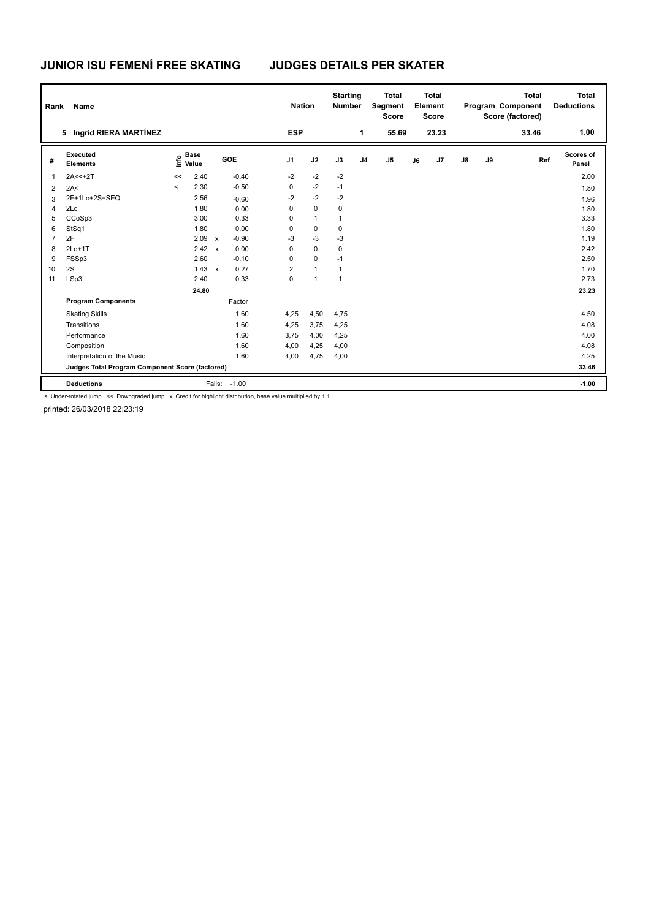# JUNIOR ISU FEMENÍ FREE SKATING　　JUDGES DETAILS PER SKATER

| Rank | Name | Nation | Starting Number | Total Segment Score | Total Element Score | Total Program Component Score (factored) | Total Deductions |
|---|---|---|---|---|---|---|---|
| 5 | Ingrid RIERA MARTÍNEZ | ESP | 1 | 55.69 | 23.23 | 33.46 | 1.00 |

| # | Executed Elements | Info | Base Value | | GOE | J1 | J2 | J3 | J4 | J5 | J6 | J7 | J8 | J9 | Ref | Scores of Panel |
|---|---|---|---|---|---|---|---|---|---|---|---|---|---|---|---|---|
| 1 | 2A<<+2T | << | 2.40 | | -0.40 | -2 | -2 | -2 | | | | | | | | 2.00 |
| 2 | 2A< | < | 2.30 | | -0.50 | 0 | -2 | -1 | | | | | | | | 1.80 |
| 3 | 2F+1Lo+2S+SEQ | | 2.56 | | -0.60 | -2 | -2 | -2 | | | | | | | | 1.96 |
| 4 | 2Lo | | 1.80 | | 0.00 | 0 | 0 | 0 | | | | | | | | 1.80 |
| 5 | CCoSp3 | | 3.00 | | 0.33 | 0 | 1 | 1 | | | | | | | | 3.33 |
| 6 | StSq1 | | 1.80 | | 0.00 | 0 | 0 | 0 | | | | | | | | 1.80 |
| 7 | 2F | | 2.09 | x | -0.90 | -3 | -3 | -3 | | | | | | | | 1.19 |
| 8 | 2Lo+1T | | 2.42 | x | 0.00 | 0 | 0 | 0 | | | | | | | | 2.42 |
| 9 | FSSp3 | | 2.60 | | -0.10 | 0 | 0 | -1 | | | | | | | | 2.50 |
| 10 | 2S | | 1.43 | x | 0.27 | 2 | 1 | 1 | | | | | | | | 1.70 |
| 11 | LSp3 | | 2.40 | | 0.33 | 0 | 1 | 1 | | | | | | | | 2.73 |
| | | | 24.80 | | | | | | | | | | | | | 23.23 |
| | **Program Components** | | | | Factor | | | | | | | | | | | |
| | Skating Skills | | | | 1.60 | 4,25 | 4,50 | 4,75 | | | | | | | | 4.50 |
| | Transitions | | | | 1.60 | 4,25 | 3,75 | 4,25 | | | | | | | | 4.08 |
| | Performance | | | | 1.60 | 3,75 | 4,00 | 4,25 | | | | | | | | 4.00 |
| | Composition | | | | 1.60 | 4,00 | 4,25 | 4,00 | | | | | | | | 4.08 |
| | Interpretation of the Music | | | | 1.60 | 4,00 | 4,75 | 4,00 | | | | | | | | 4.25 |
| | **Judges Total Program Component Score (factored)** | | | | | | | | | | | | | | | 33.46 |
| | **Deductions** | | | Falls: | -1.00 | | | | | | | | | | | -1.00 |

< Under-rotated jump　<< Downgraded jump　x Credit for highlight distribution, base value multiplied by 1.1

printed: 26/03/2018 22:23:19